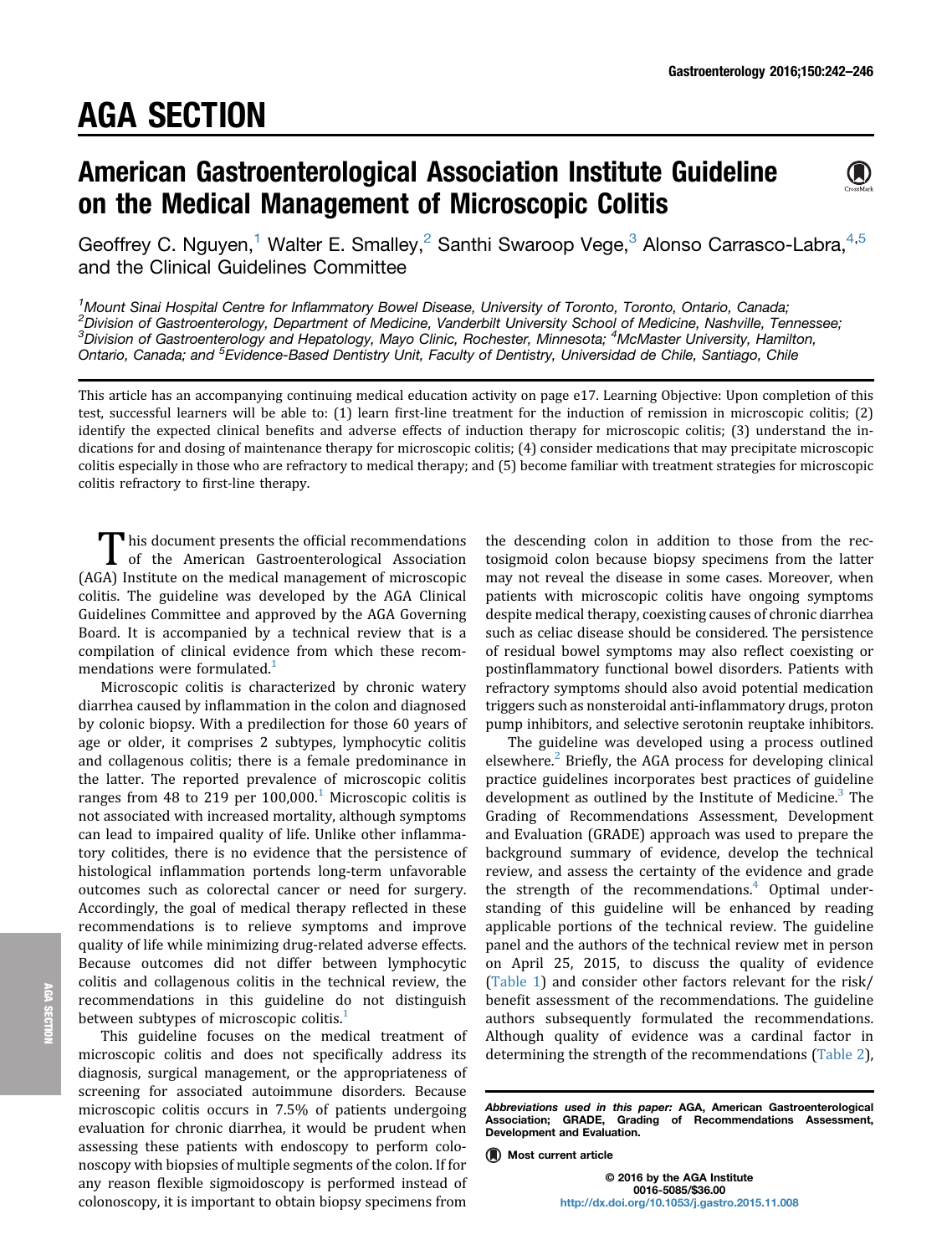# AGA SECTION

# American Gastroenterological Association Institute Guideline on the Medical Management of Microscopic Colitis

Geoffrey C. Nguyen,[1] Walter E. Smalley,[2] Santhi Swaroop Vege,[3] Alonso Carrasco-Labra,[4,5] and the Clinical Guidelines Committee

[1]Mount Sinai Hospital Centre for Inflammatory Bowel Disease, University of Toronto, Toronto, Ontario, Canada; [2]Division of Gastroenterology, Department of Medicine, Vanderbilt University School of Medicine, Nashville, Tennessee; [3]Division of Gastroenterology and Hepatology, Mayo Clinic, Rochester, Minnesota; [4]McMaster University, Hamilton, Ontario, Canada; and [5]Evidence-Based Dentistry Unit, Faculty of Dentistry, Universidad de Chile, Santiago, Chile

This article has an accompanying continuing medical education activity on page e17. Learning Objective: Upon completion of this test, successful learners will be able to: (1) learn first-line treatment for the induction of remission in microscopic colitis; (2) identify the expected clinical benefits and adverse effects of induction therapy for microscopic colitis; (3) understand the indications for and dosing of maintenance therapy for microscopic colitis; (4) consider medications that may precipitate microscopic colitis especially in those who are refractory to medical therapy; and (5) become familiar with treatment strategies for microscopic colitis refractory to first-line therapy.

This document presents the official recommendations of the American Gastroenterological Association (AGA) Institute on the medical management of microscopic colitis. The guideline was developed by the AGA Clinical Guidelines Committee and approved by the AGA Governing Board. It is accompanied by a technical review that is a compilation of clinical evidence from which these recommendations were formulated.[1]

Microscopic colitis is characterized by chronic watery diarrhea caused by inflammation in the colon and diagnosed by colonic biopsy. With a predilection for those 60 years of age or older, it comprises 2 subtypes, lymphocytic colitis and collagenous colitis; there is a female predominance in the latter. The reported prevalence of microscopic colitis ranges from 48 to 219 per 100,000.[1] Microscopic colitis is not associated with increased mortality, although symptoms can lead to impaired quality of life. Unlike other inflammatory colitides, there is no evidence that the persistence of histological inflammation portends long-term unfavorable outcomes such as colorectal cancer or need for surgery. Accordingly, the goal of medical therapy reflected in these recommendations is to relieve symptoms and improve quality of life while minimizing drug-related adverse effects. Because outcomes did not differ between lymphocytic colitis and collagenous colitis in the technical review, the recommendations in this guideline do not distinguish between subtypes of microscopic colitis.[1]

This guideline focuses on the medical treatment of microscopic colitis and does not specifically address its diagnosis, surgical management, or the appropriateness of screening for associated autoimmune disorders. Because microscopic colitis occurs in 7.5% of patients undergoing evaluation for chronic diarrhea, it would be prudent when assessing these patients with endoscopy to perform colonoscopy with biopsies of multiple segments of the colon. If for any reason flexible sigmoidoscopy is performed instead of colonoscopy, it is important to obtain biopsy specimens from the descending colon in addition to those from the rectosigmoid colon because biopsy specimens from the latter may not reveal the disease in some cases. Moreover, when patients with microscopic colitis have ongoing symptoms despite medical therapy, coexisting causes of chronic diarrhea such as celiac disease should be considered. The persistence of residual bowel symptoms may also reflect coexisting or postinflammatory functional bowel disorders. Patients with refractory symptoms should also avoid potential medication triggers such as nonsteroidal anti-inflammatory drugs, proton pump inhibitors, and selective serotonin reuptake inhibitors.

The guideline was developed using a process outlined elsewhere.[2] Briefly, the AGA process for developing clinical practice guidelines incorporates best practices of guideline development as outlined by the Institute of Medicine.[3] The Grading of Recommendations Assessment, Development and Evaluation (GRADE) approach was used to prepare the background summary of evidence, develop the technical review, and assess the certainty of the evidence and grade the strength of the recommendations.[4] Optimal understanding of this guideline will be enhanced by reading applicable portions of the technical review. The guideline panel and the authors of the technical review met in person on April 25, 2015, to discuss the quality of evidence (Table 1) and consider other factors relevant for the risk/benefit assessment of the recommendations. The guideline authors subsequently formulated the recommendations. Although quality of evidence was a cardinal factor in determining the strength of the recommendations (Table 2),

*Abbreviations used in this paper:* AGA, American Gastroenterological Association; GRADE, Grading of Recommendations Assessment, Development and Evaluation.

© 2016 by the AGA Institute
0016-5085/$36.00
http://dx.doi.org/10.1053/j.gastro.2015.11.008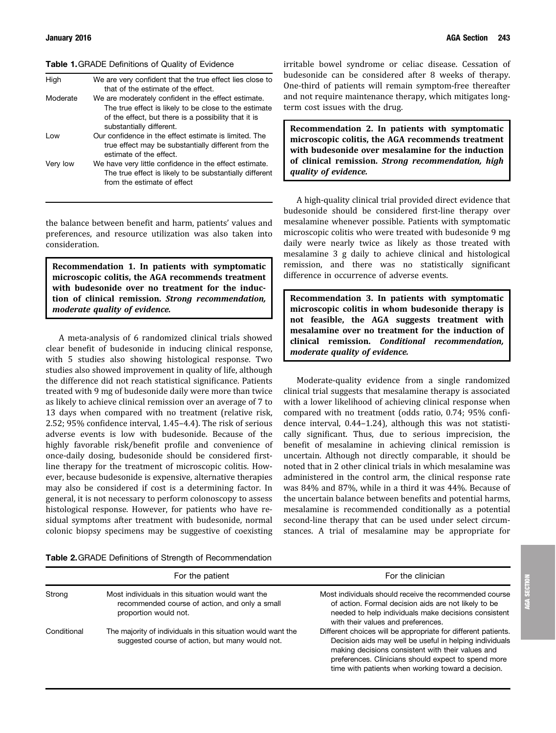**Table 1.** GRADE Definitions of Quality of Evidence

| | |
|---|---|
| High | We are very confident that the true effect lies close to that of the estimate of the effect. |
| Moderate | We are moderately confident in the effect estimate. The true effect is likely to be close to the estimate of the effect, but there is a possibility that it is substantially different. |
| Low | Our confidence in the effect estimate is limited. The true effect may be substantially different from the estimate of the effect. |
| Very low | We have very little confidence in the effect estimate. The true effect is likely to be substantially different from the estimate of effect |

the balance between benefit and harm, patients' values and preferences, and resource utilization was also taken into consideration.

**Recommendation 1. In patients with symptomatic microscopic colitis, the AGA recommends treatment with budesonide over no treatment for the induction of clinical remission. *Strong recommendation, moderate quality of evidence.***

A meta-analysis of 6 randomized clinical trials showed clear benefit of budesonide in inducing clinical response, with 5 studies also showing histological response. Two studies also showed improvement in quality of life, although the difference did not reach statistical significance. Patients treated with 9 mg of budesonide daily were more than twice as likely to achieve clinical remission over an average of 7 to 13 days when compared with no treatment (relative risk, 2.52; 95% confidence interval, 1.45–4.4). The risk of serious adverse events is low with budesonide. Because of the highly favorable risk/benefit profile and convenience of once-daily dosing, budesonide should be considered first-line therapy for the treatment of microscopic colitis. However, because budesonide is expensive, alternative therapies may also be considered if cost is a determining factor. In general, it is not necessary to perform colonoscopy to assess histological response. However, for patients who have residual symptoms after treatment with budesonide, normal colonic biopsy specimens may be suggestive of coexisting irritable bowel syndrome or celiac disease. Cessation of budesonide can be considered after 8 weeks of therapy. One-third of patients will remain symptom-free thereafter and not require maintenance therapy, which mitigates long-term cost issues with the drug.

**Recommendation 2. In patients with symptomatic microscopic colitis, the AGA recommends treatment with budesonide over mesalamine for the induction of clinical remission. *Strong recommendation, high quality of evidence.***

A high-quality clinical trial provided direct evidence that budesonide should be considered first-line therapy over mesalamine whenever possible. Patients with symptomatic microscopic colitis who were treated with budesonide 9 mg daily were nearly twice as likely as those treated with mesalamine 3 g daily to achieve clinical and histological remission, and there was no statistically significant difference in occurrence of adverse events.

**Recommendation 3. In patients with symptomatic microscopic colitis in whom budesonide therapy is not feasible, the AGA suggests treatment with mesalamine over no treatment for the induction of clinical remission. *Conditional recommendation, moderate quality of evidence.***

Moderate-quality evidence from a single randomized clinical trial suggests that mesalamine therapy is associated with a lower likelihood of achieving clinical response when compared with no treatment (odds ratio, 0.74; 95% confidence interval, 0.44–1.24), although this was not statistically significant. Thus, due to serious imprecision, the benefit of mesalamine in achieving clinical remission is uncertain. Although not directly comparable, it should be noted that in 2 other clinical trials in which mesalamine was administered in the control arm, the clinical response rate was 84% and 87%, while in a third it was 44%. Because of the uncertain balance between benefits and potential harms, mesalamine is recommended conditionally as a potential second-line therapy that can be used under select circumstances. A trial of mesalamine may be appropriate for

**Table 2.** GRADE Definitions of Strength of Recommendation

| | For the patient | For the clinician |
|---|---|---|
| Strong | Most individuals in this situation would want the recommended course of action, and only a small proportion would not. | Most individuals should receive the recommended course of action. Formal decision aids are not likely to be needed to help individuals make decisions consistent with their values and preferences. |
| Conditional | The majority of individuals in this situation would want the suggested course of action, but many would not. | Different choices will be appropriate for different patients. Decision aids may well be useful in helping individuals making decisions consistent with their values and preferences. Clinicians should expect to spend more time with patients when working toward a decision. |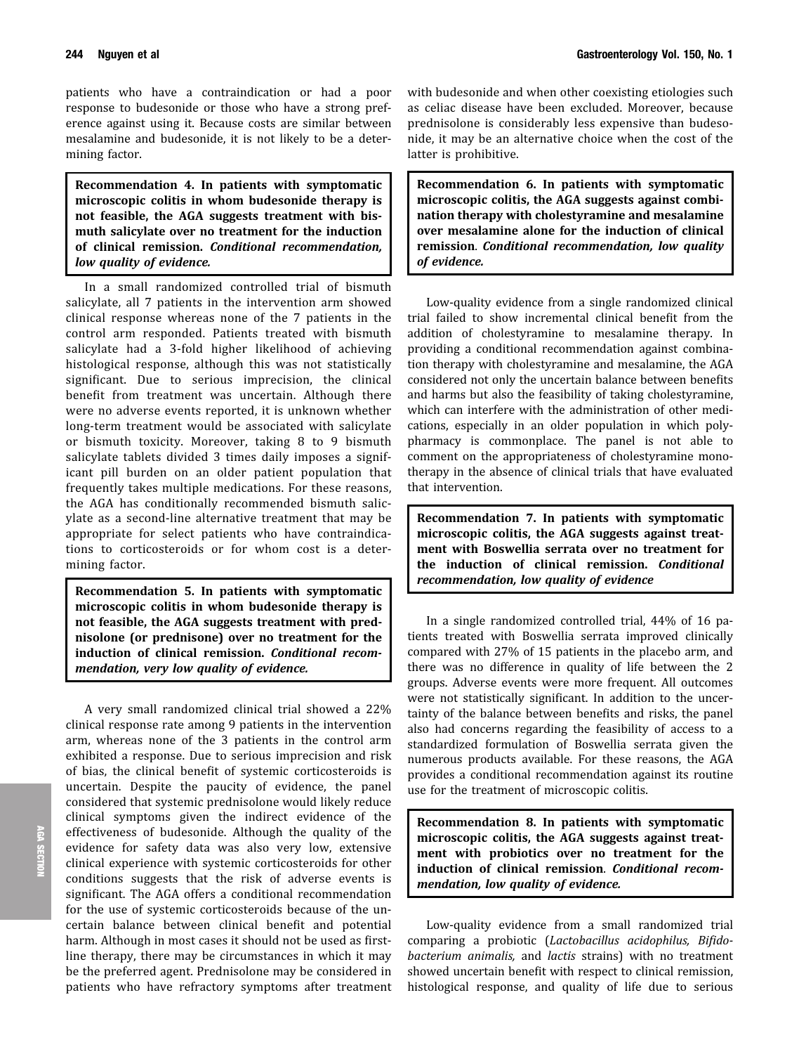patients who have a contraindication or had a poor response to budesonide or those who have a strong preference against using it. Because costs are similar between mesalamine and budesonide, it is not likely to be a determining factor.

**Recommendation 4. In patients with symptomatic microscopic colitis in whom budesonide therapy is not feasible, the AGA suggests treatment with bismuth salicylate over no treatment for the induction of clinical remission.** ***Conditional recommendation, low quality of evidence.***

In a small randomized controlled trial of bismuth salicylate, all 7 patients in the intervention arm showed clinical response whereas none of the 7 patients in the control arm responded. Patients treated with bismuth salicylate had a 3-fold higher likelihood of achieving histological response, although this was not statistically significant. Due to serious imprecision, the clinical benefit from treatment was uncertain. Although there were no adverse events reported, it is unknown whether long-term treatment would be associated with salicylate or bismuth toxicity. Moreover, taking 8 to 9 bismuth salicylate tablets divided 3 times daily imposes a significant pill burden on an older patient population that frequently takes multiple medications. For these reasons, the AGA has conditionally recommended bismuth salicylate as a second-line alternative treatment that may be appropriate for select patients who have contraindications to corticosteroids or for whom cost is a determining factor.

**Recommendation 5. In patients with symptomatic microscopic colitis in whom budesonide therapy is not feasible, the AGA suggests treatment with prednisolone (or prednisone) over no treatment for the induction of clinical remission.** ***Conditional recommendation, very low quality of evidence.***

A very small randomized clinical trial showed a 22% clinical response rate among 9 patients in the intervention arm, whereas none of the 3 patients in the control arm exhibited a response. Due to serious imprecision and risk of bias, the clinical benefit of systemic corticosteroids is uncertain. Despite the paucity of evidence, the panel considered that systemic prednisolone would likely reduce clinical symptoms given the indirect evidence of the effectiveness of budesonide. Although the quality of the evidence for safety data was also very low, extensive clinical experience with systemic corticosteroids for other conditions suggests that the risk of adverse events is significant. The AGA offers a conditional recommendation for the use of systemic corticosteroids because of the uncertain balance between clinical benefit and potential harm. Although in most cases it should not be used as first-line therapy, there may be circumstances in which it may be the preferred agent. Prednisolone may be considered in patients who have refractory symptoms after treatment with budesonide and when other coexisting etiologies such as celiac disease have been excluded. Moreover, because prednisolone is considerably less expensive than budesonide, it may be an alternative choice when the cost of the latter is prohibitive.

**Recommendation 6. In patients with symptomatic microscopic colitis, the AGA suggests against combination therapy with cholestyramine and mesalamine over mesalamine alone for the induction of clinical remission.** ***Conditional recommendation, low quality of evidence.***

Low-quality evidence from a single randomized clinical trial failed to show incremental clinical benefit from the addition of cholestyramine to mesalamine therapy. In providing a conditional recommendation against combination therapy with cholestyramine and mesalamine, the AGA considered not only the uncertain balance between benefits and harms but also the feasibility of taking cholestyramine, which can interfere with the administration of other medications, especially in an older population in which polypharmacy is commonplace. The panel is not able to comment on the appropriateness of cholestyramine monotherapy in the absence of clinical trials that have evaluated that intervention.

**Recommendation 7. In patients with symptomatic microscopic colitis, the AGA suggests against treatment with Boswellia serrata over no treatment for the induction of clinical remission.** ***Conditional recommendation, low quality of evidence***

In a single randomized controlled trial, 44% of 16 patients treated with Boswellia serrata improved clinically compared with 27% of 15 patients in the placebo arm, and there was no difference in quality of life between the 2 groups. Adverse events were more frequent. All outcomes were not statistically significant. In addition to the uncertainty of the balance between benefits and risks, the panel also had concerns regarding the feasibility of access to a standardized formulation of Boswellia serrata given the numerous products available. For these reasons, the AGA provides a conditional recommendation against its routine use for the treatment of microscopic colitis.

**Recommendation 8. In patients with symptomatic microscopic colitis, the AGA suggests against treatment with probiotics over no treatment for the induction of clinical remission.** ***Conditional recommendation, low quality of evidence.***

Low-quality evidence from a small randomized trial comparing a probiotic (*Lactobacillus acidophilus, Bifidobacterium animalis,* and *lactis* strains) with no treatment showed uncertain benefit with respect to clinical remission, histological response, and quality of life due to serious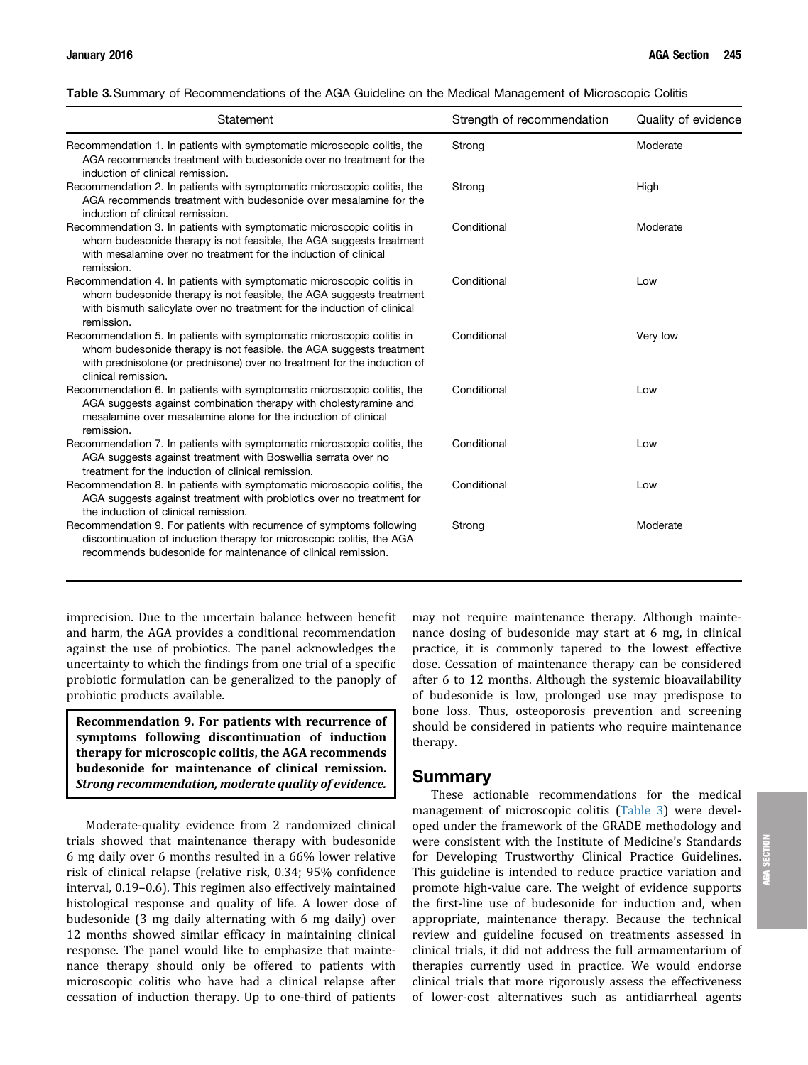**Table 3.** Summary of Recommendations of the AGA Guideline on the Medical Management of Microscopic Colitis

| Statement | Strength of recommendation | Quality of evidence |
| --- | --- | --- |
| Recommendation 1. In patients with symptomatic microscopic colitis, the AGA recommends treatment with budesonide over no treatment for the induction of clinical remission. | Strong | Moderate |
| Recommendation 2. In patients with symptomatic microscopic colitis, the AGA recommends treatment with budesonide over mesalamine for the induction of clinical remission. | Strong | High |
| Recommendation 3. In patients with symptomatic microscopic colitis in whom budesonide therapy is not feasible, the AGA suggests treatment with mesalamine over no treatment for the induction of clinical remission. | Conditional | Moderate |
| Recommendation 4. In patients with symptomatic microscopic colitis in whom budesonide therapy is not feasible, the AGA suggests treatment with bismuth salicylate over no treatment for the induction of clinical remission. | Conditional | Low |
| Recommendation 5. In patients with symptomatic microscopic colitis in whom budesonide therapy is not feasible, the AGA suggests treatment with prednisolone (or prednisone) over no treatment for the induction of clinical remission. | Conditional | Very low |
| Recommendation 6. In patients with symptomatic microscopic colitis, the AGA suggests against combination therapy with cholestyramine and mesalamine over mesalamine alone for the induction of clinical remission. | Conditional | Low |
| Recommendation 7. In patients with symptomatic microscopic colitis, the AGA suggests against treatment with Boswellia serrata over no treatment for the induction of clinical remission. | Conditional | Low |
| Recommendation 8. In patients with symptomatic microscopic colitis, the AGA suggests against treatment with probiotics over no treatment for the induction of clinical remission. | Conditional | Low |
| Recommendation 9. For patients with recurrence of symptoms following discontinuation of induction therapy for microscopic colitis, the AGA recommends budesonide for maintenance of clinical remission. | Strong | Moderate |

imprecision. Due to the uncertain balance between benefit and harm, the AGA provides a conditional recommendation against the use of probiotics. The panel acknowledges the uncertainty to which the findings from one trial of a specific probiotic formulation can be generalized to the panoply of probiotic products available.

> **Recommendation 9. For patients with recurrence of symptoms following discontinuation of induction therapy for microscopic colitis, the AGA recommends budesonide for maintenance of clinical remission.** ***Strong recommendation, moderate quality of evidence.***

Moderate-quality evidence from 2 randomized clinical trials showed that maintenance therapy with budesonide 6 mg daily over 6 months resulted in a 66% lower relative risk of clinical relapse (relative risk, 0.34; 95% confidence interval, 0.19–0.6). This regimen also effectively maintained histological response and quality of life. A lower dose of budesonide (3 mg daily alternating with 6 mg daily) over 12 months showed similar efficacy in maintaining clinical response. The panel would like to emphasize that maintenance therapy should only be offered to patients with microscopic colitis who have had a clinical relapse after cessation of induction therapy. Up to one-third of patients may not require maintenance therapy. Although maintenance dosing of budesonide may start at 6 mg, in clinical practice, it is commonly tapered to the lowest effective dose. Cessation of maintenance therapy can be considered after 6 to 12 months. Although the systemic bioavailability of budesonide is low, prolonged use may predispose to bone loss. Thus, osteoporosis prevention and screening should be considered in patients who require maintenance therapy.

## Summary

These actionable recommendations for the medical management of microscopic colitis (Table 3) were developed under the framework of the GRADE methodology and were consistent with the Institute of Medicine's Standards for Developing Trustworthy Clinical Practice Guidelines. This guideline is intended to reduce practice variation and promote high-value care. The weight of evidence supports the first-line use of budesonide for induction and, when appropriate, maintenance therapy. Because the technical review and guideline focused on treatments assessed in clinical trials, it did not address the full armamentarium of therapies currently used in practice. We would endorse clinical trials that more rigorously assess the effectiveness of lower-cost alternatives such as antidiarrheal agents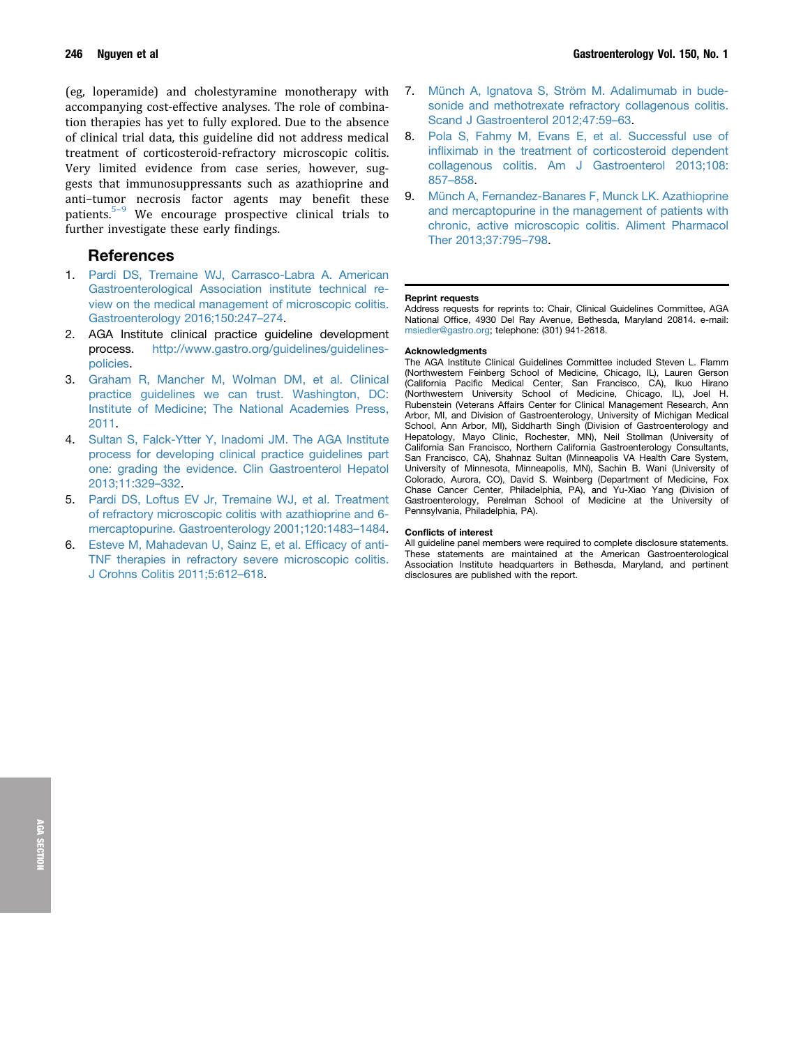(eg, loperamide) and cholestyramine monotherapy with accompanying cost-effective analyses. The role of combination therapies has yet to fully explored. Due to the absence of clinical trial data, this guideline did not address medical treatment of corticosteroid-refractory microscopic colitis. Very limited evidence from case series, however, suggests that immunosuppressants such as azathioprine and anti–tumor necrosis factor agents may benefit these patients.[5–9] We encourage prospective clinical trials to further investigate these early findings.

## References

1. Pardi DS, Tremaine WJ, Carrasco-Labra A. American Gastroenterological Association institute technical review on the medical management of microscopic colitis. Gastroenterology 2016;150:247–274.
2. AGA Institute clinical practice guideline development process. http://www.gastro.org/guidelines/guidelines-policies.
3. Graham R, Mancher M, Wolman DM, et al. Clinical practice guidelines we can trust. Washington, DC: Institute of Medicine; The National Academies Press, 2011.
4. Sultan S, Falck-Ytter Y, Inadomi JM. The AGA Institute process for developing clinical practice guidelines part one: grading the evidence. Clin Gastroenterol Hepatol 2013;11:329–332.
5. Pardi DS, Loftus EV Jr, Tremaine WJ, et al. Treatment of refractory microscopic colitis with azathioprine and 6-mercaptopurine. Gastroenterology 2001;120:1483–1484.
6. Esteve M, Mahadevan U, Sainz E, et al. Efficacy of anti-TNF therapies in refractory severe microscopic colitis. J Crohns Colitis 2011;5:612–618.
7. Münch A, Ignatova S, Ström M. Adalimumab in budesonide and methotrexate refractory collagenous colitis. Scand J Gastroenterol 2012;47:59–63.
8. Pola S, Fahmy M, Evans E, et al. Successful use of infliximab in the treatment of corticosteroid dependent collagenous colitis. Am J Gastroenterol 2013;108:857–858.
9. Münch A, Fernandez-Banares F, Munck LK. Azathioprine and mercaptopurine in the management of patients with chronic, active microscopic colitis. Aliment Pharmacol Ther 2013;37:795–798.

**Reprint requests**
Address requests for reprints to: Chair, Clinical Guidelines Committee, AGA National Office, 4930 Del Ray Avenue, Bethesda, Maryland 20814. e-mail: msiedler@gastro.org; telephone: (301) 941-2618.

**Acknowledgments**
The AGA Institute Clinical Guidelines Committee included Steven L. Flamm (Northwestern Feinberg School of Medicine, Chicago, IL), Lauren Gerson (California Pacific Medical Center, San Francisco, CA), Ikuo Hirano (Northwestern University School of Medicine, Chicago, IL), Joel H. Rubenstein (Veterans Affairs Center for Clinical Management Research, Ann Arbor, MI, and Division of Gastroenterology, University of Michigan Medical School, Ann Arbor, MI), Siddharth Singh (Division of Gastroenterology and Hepatology, Mayo Clinic, Rochester, MN), Neil Stollman (University of California San Francisco, Northern California Gastroenterology Consultants, San Francisco, CA), Shahnaz Sultan (Minneapolis VA Health Care System, University of Minnesota, Minneapolis, MN), Sachin B. Wani (University of Colorado, Aurora, CO), David S. Weinberg (Department of Medicine, Fox Chase Cancer Center, Philadelphia, PA), and Yu-Xiao Yang (Division of Gastroenterology, Perelman School of Medicine at the University of Pennsylvania, Philadelphia, PA).

**Conflicts of interest**
All guideline panel members were required to complete disclosure statements. These statements are maintained at the American Gastroenterological Association Institute headquarters in Bethesda, Maryland, and pertinent disclosures are published with the report.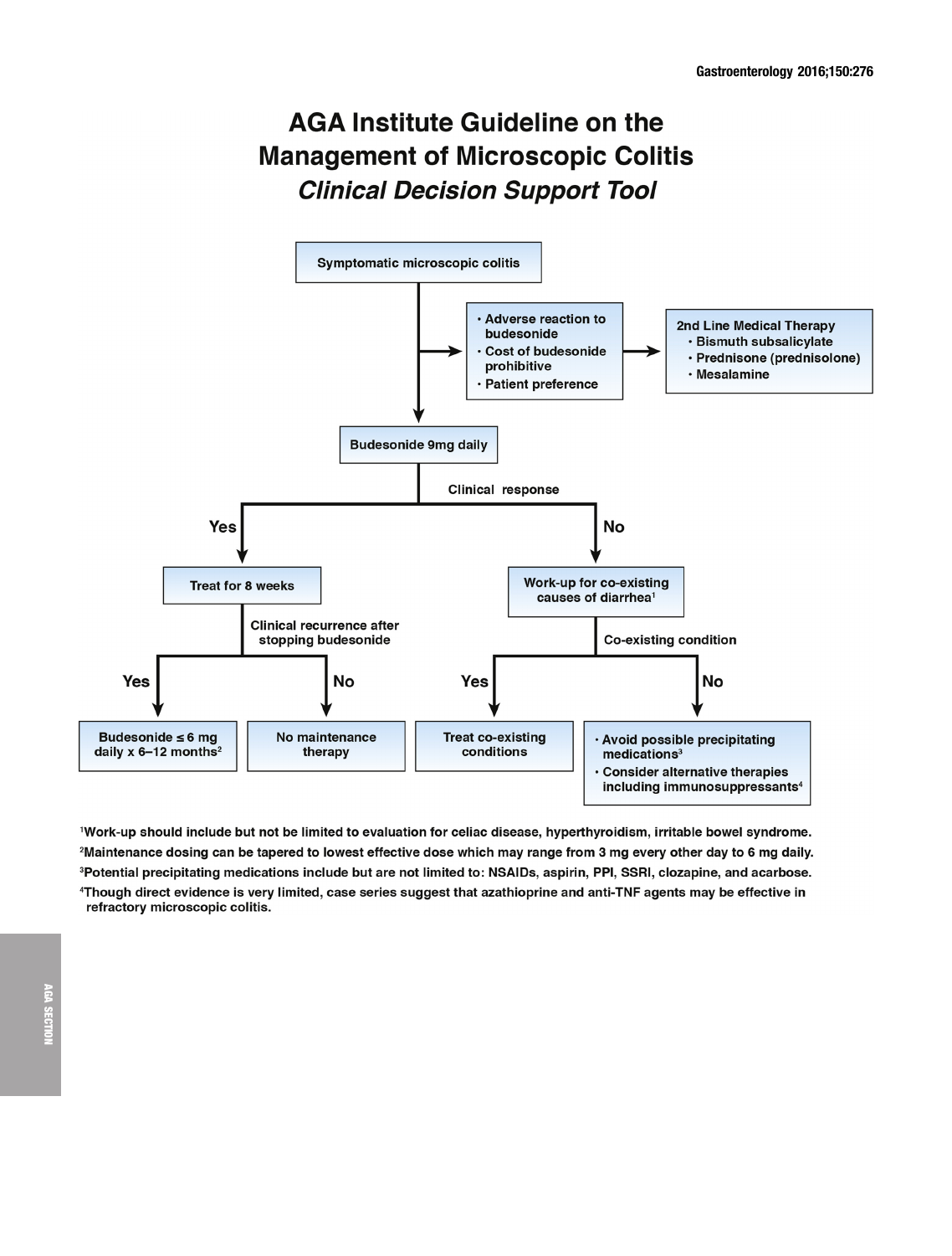# AGA Institute Guideline on the Management of Microscopic Colitis

## *Clinical Decision Support Tool*

Symptomatic microscopic colitis

- Adverse reaction to budesonide
- Cost of budesonide prohibitive
- Patient preference

2nd Line Medical Therapy
- Bismuth subsalicylate
- Prednisone (prednisolone)
- Mesalamine

Budesonide 9mg daily

Clinical response

Yes

Treat for 8 weeks

Clinical recurrence after stopping budesonide

Yes

Budesonide ≤ 6 mg daily x 6–12 months[2]

No

No maintenance therapy

No

Work-up for co-existing causes of diarrhea[1]

Co-existing condition

Yes

Treat co-existing conditions

No

- Avoid possible precipitating medications[3]
- Consider alternative therapies including immunosuppressants[4]

[1]Work-up should include but not be limited to evaluation for celiac disease, hyperthyroidism, irritable bowel syndrome.

[2]Maintenance dosing can be tapered to lowest effective dose which may range from 3 mg every other day to 6 mg daily.

[3]Potential precipitating medications include but are not limited to: NSAIDs, aspirin, PPI, SSRI, clozapine, and acarbose.

[4]Though direct evidence is very limited, case series suggest that azathioprine and anti-TNF agents may be effective in refractory microscopic colitis.